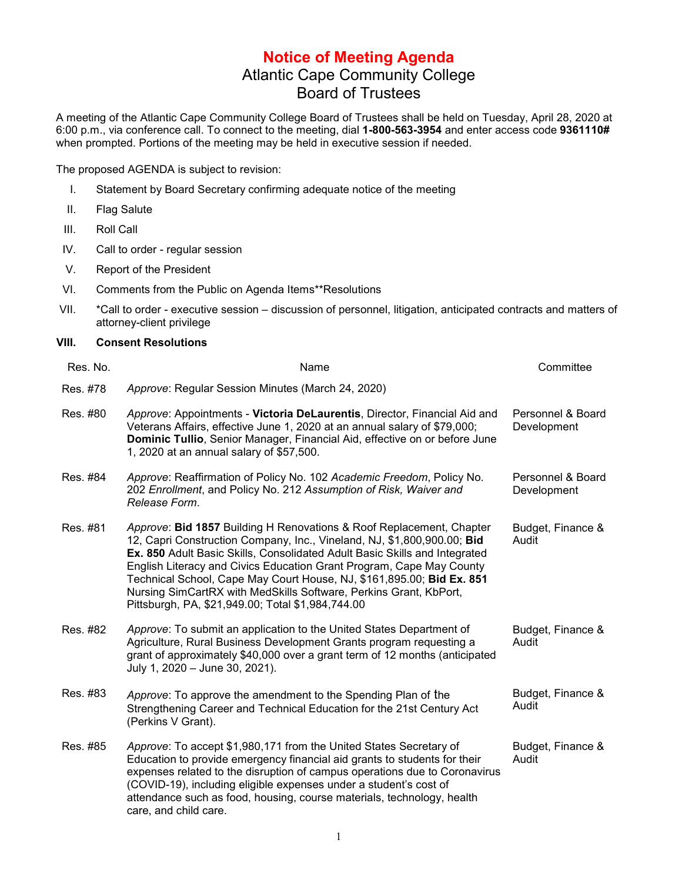# Notice of Meeting Agenda

## Atlantic Cape Community College
## Board of Trustees

A meeting of the Atlantic Cape Community College Board of Trustees shall be held on Tuesday, April 28, 2020 at 6:00 p.m., via conference call. To connect to the meeting, dial **1-800-563-3954** and enter access code **9361110#** when prompted. Portions of the meeting may be held in executive session if needed.

The proposed AGENDA is subject to revision:

I. Statement by Board Secretary confirming adequate notice of the meeting

II. Flag Salute

III. Roll Call

IV. Call to order - regular session

V. Report of the President

VI. Comments from the Public on Agenda Items**Resolutions

VII. *Call to order - executive session – discussion of personnel, litigation, anticipated contracts and matters of attorney-client privilege

**VIII. Consent Resolutions**

| Res. No. | Name | Committee |
|---|---|---|
| Res. #78 | *Approve*: Regular Session Minutes (March 24, 2020) | |
| Res. #80 | *Approve*: Appointments - **Victoria DeLaurentis**, Director, Financial Aid and Veterans Affairs, effective June 1, 2020 at an annual salary of $79,000; **Dominic Tullio**, Senior Manager, Financial Aid, effective on or before June 1, 2020 at an annual salary of $57,500. | Personnel & Board Development |
| Res. #84 | *Approve*: Reaffirmation of Policy No. 102 *Academic Freedom*, Policy No. 202 *Enrollment*, and Policy No. 212 *Assumption of Risk, Waiver and Release Form*. | Personnel & Board Development |
| Res. #81 | *Approve*: **Bid 1857** Building H Renovations & Roof Replacement, Chapter 12, Capri Construction Company, Inc., Vineland, NJ, $1,800,900.00; **Bid Ex. 850** Adult Basic Skills, Consolidated Adult Basic Skills and Integrated English Literacy and Civics Education Grant Program, Cape May County Technical School, Cape May Court House, NJ, $161,895.00; **Bid Ex. 851** Nursing SimCartRX with MedSkills Software, Perkins Grant, KbPort, Pittsburgh, PA, $21,949.00; Total $1,984,744.00 | Budget, Finance & Audit |
| Res. #82 | *Approve*: To submit an application to the United States Department of Agriculture, Rural Business Development Grants program requesting a grant of approximately $40,000 over a grant term of 12 months (anticipated July 1, 2020 – June 30, 2021). | Budget, Finance & Audit |
| Res. #83 | *Approve*: To approve the amendment to the Spending Plan of the Strengthening Career and Technical Education for the 21st Century Act (Perkins V Grant). | Budget, Finance & Audit |
| Res. #85 | *Approve*: To accept $1,980,171 from the United States Secretary of Education to provide emergency financial aid grants to students for their expenses related to the disruption of campus operations due to Coronavirus (COVID-19), including eligible expenses under a student's cost of attendance such as food, housing, course materials, technology, health care, and child care. | Budget, Finance & Audit |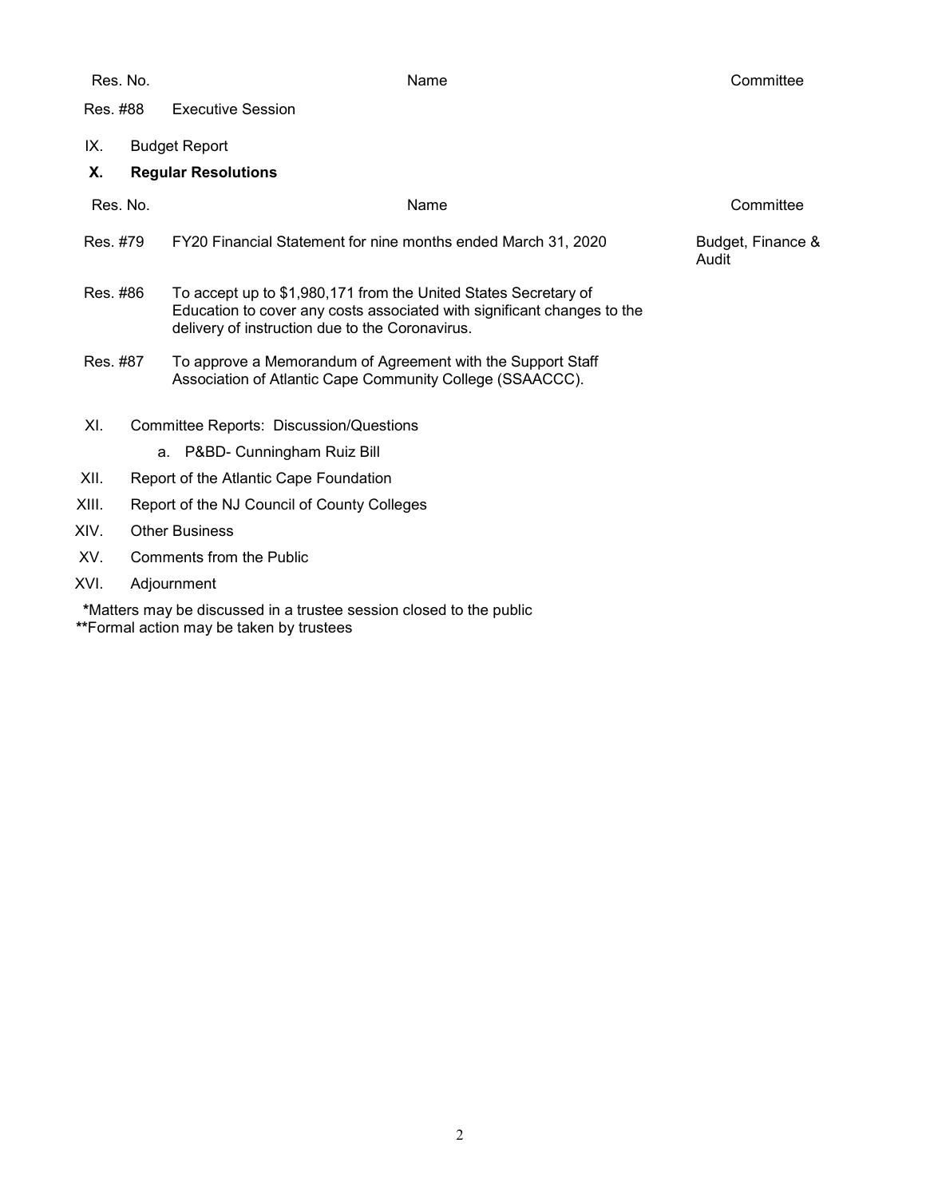| Res. No. | Name | Committee |
|---|---|---|
| Res. #88 | Executive Session | |

IX. Budget Report

**X. Regular Resolutions**

| Res. No. | Name | Committee |
|---|---|---|
| Res. #79 | FY20 Financial Statement for nine months ended March 31, 2020 | Budget, Finance & Audit |
| Res. #86 | To accept up to $1,980,171 from the United States Secretary of Education to cover any costs associated with significant changes to the delivery of instruction due to the Coronavirus. | |
| Res. #87 | To approve a Memorandum of Agreement with the Support Staff Association of Atlantic Cape Community College (SSAACCC). | |

XI. Committee Reports: Discussion/Questions

a. P&BD- Cunningham Ruiz Bill

XII. Report of the Atlantic Cape Foundation

XIII. Report of the NJ Council of County Colleges

XIV. Other Business

XV. Comments from the Public

XVI. Adjournment

*Matters may be discussed in a trustee session closed to the public
**Formal action may be taken by trustees